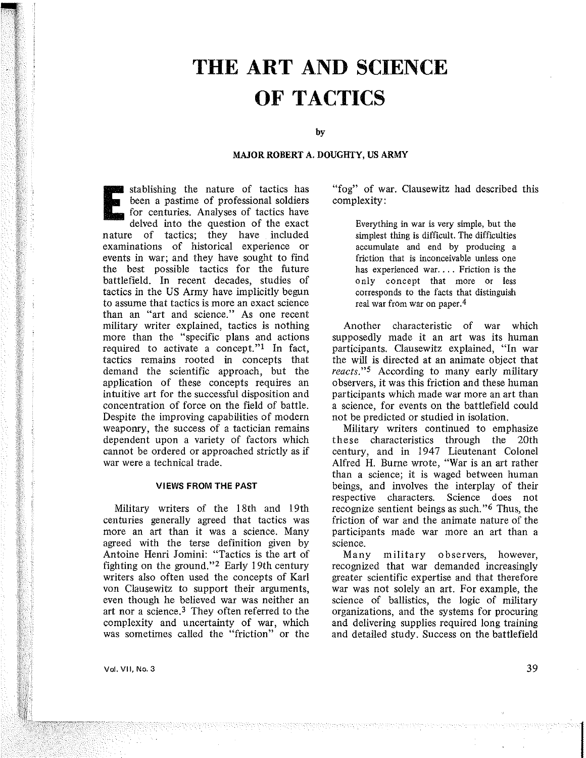# THE ART AND SCIENCE OF TACTICS

by

**MAJOR ROBERT A. DOUGHTY, US ARMY**

Establishing the nature of tactics has been a pastime of professional soldiers for centuries. Analyses of tactics have delved into the question of the exact nature of tactics; they have included examinations of historical experience or events in war; and they have sought to find the best possible tactics for the future battlefield. In recent decades, studies of tactics in the US Army have implicitly begun to assume that tactics is more an exact science than an "art and science." As one recent military writer explained, tactics is nothing more than the "specific plans and actions required to activate a concept."[1] In fact, tactics remains rooted in concepts that demand the scientific approach, but the application of these concepts requires an intuitive art for the successful disposition and concentration of force on the field of battle. Despite the improving capabilities of modern weaponry, the success of a tactician remains dependent upon a variety of factors which cannot be ordered or approached strictly as if war were a technical trade.

## VIEWS FROM THE PAST

Military writers of the 18th and 19th centuries generally agreed that tactics was more an art than it was a science. Many agreed with the terse definition given by Antoine Henri Jomini: "Tactics is the art of fighting on the ground."[2] Early 19th century writers also often used the concepts of Karl von Clausewitz to support their arguments, even though he believed war was neither an art nor a science.[3] They often referred to the complexity and uncertainty of war, which was sometimes called the "friction" or the "fog" of war. Clausewitz had described this complexity:

> Everything in war is very simple, but the simplest thing is difficult. The difficulties accumulate and end by producing a friction that is inconceivable unless one has experienced war. . . . Friction is the only concept that more or less corresponds to the facts that distinguish real war from war on paper.[4]

Another characteristic of war which supposedly made it an art was its human participants. Clausewitz explained, "In war the will is directed at an animate object that *reacts*."[5] According to many early military observers, it was this friction and these human participants which made war more an art than a science, for events on the battlefield could not be predicted or studied in isolation.

Military writers continued to emphasize these characteristics through the 20th century, and in 1947 Lieutenant Colonel Alfred H. Burne wrote, "War is an art rather than a science; it is waged between human beings, and involves the interplay of their respective characters. Science does not recognize sentient beings as such."[6] Thus, the friction of war and the animate nature of the participants made war more an art than a science.

Many military observers, however, recognized that war demanded increasingly greater scientific expertise and that therefore war was not solely an art. For example, the science of ballistics, the logic of military organizations, and the systems for procuring and delivering supplies required long training and detailed study. Success on the battlefield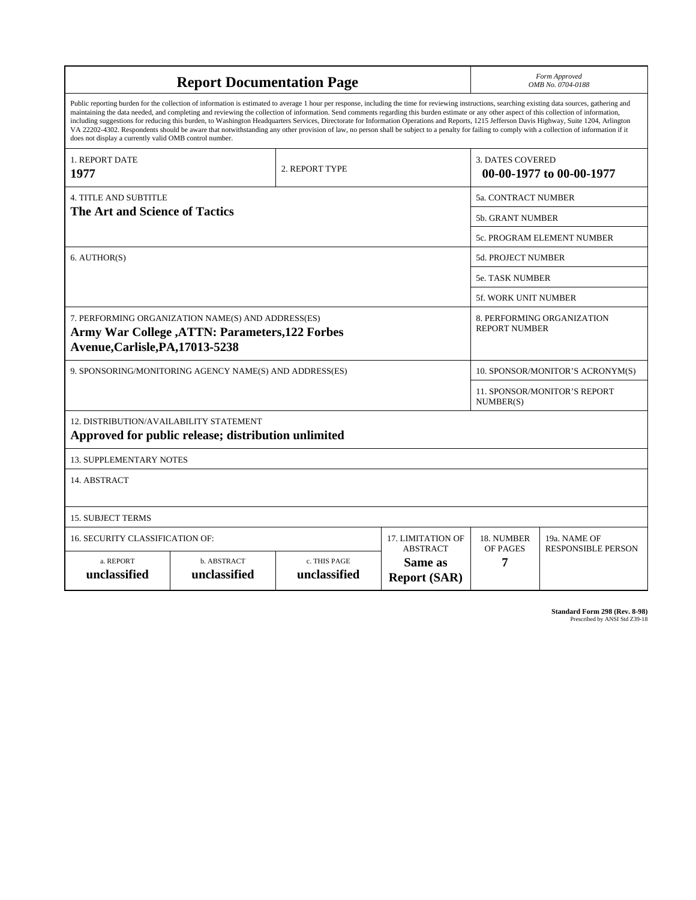# Report Documentation Page

*Form Approved*
*OMB No. 0704-0188*

Public reporting burden for the collection of information is estimated to average 1 hour per response, including the time for reviewing instructions, searching existing data sources, gathering and maintaining the data needed, and completing and reviewing the collection of information. Send comments regarding this burden estimate or any other aspect of this collection of information, including suggestions for reducing this burden, to Washington Headquarters Services, Directorate for Information Operations and Reports, 1215 Jefferson Davis Highway, Suite 1204, Arlington VA 22202-4302. Respondents should be aware that notwithstanding any other provision of law, no person shall be subject to a penalty for failing to comply with a collection of information if it does not display a currently valid OMB control number.

| 1. REPORT DATE | 2. REPORT TYPE | 3. DATES COVERED |
|---|---|---|
| **1977** | | **00-00-1977 to 00-00-1977** |

| 4. TITLE AND SUBTITLE | |
|---|---|
| **The Art and Science of Tactics** | 5a. CONTRACT NUMBER |
| | 5b. GRANT NUMBER |
| | 5c. PROGRAM ELEMENT NUMBER |
| 6. AUTHOR(S) | 5d. PROJECT NUMBER |
| | 5e. TASK NUMBER |
| | 5f. WORK UNIT NUMBER |
| 7. PERFORMING ORGANIZATION NAME(S) AND ADDRESS(ES) **Army War College ,ATTN: Parameters,122 Forbes Avenue,Carlisle,PA,17013-5238** | 8. PERFORMING ORGANIZATION REPORT NUMBER |
| 9. SPONSORING/MONITORING AGENCY NAME(S) AND ADDRESS(ES) | 10. SPONSOR/MONITOR'S ACRONYM(S) |
| | 11. SPONSOR/MONITOR'S REPORT NUMBER(S) |

12. DISTRIBUTION/AVAILABILITY STATEMENT
**Approved for public release; distribution unlimited**

13. SUPPLEMENTARY NOTES

14. ABSTRACT

15. SUBJECT TERMS

| 16. SECURITY CLASSIFICATION OF: | | | 17. LIMITATION OF ABSTRACT | 18. NUMBER OF PAGES | 19a. NAME OF RESPONSIBLE PERSON |
|---|---|---|---|---|---|
| a. REPORT | b. ABSTRACT | c. THIS PAGE | | | |
| **unclassified** | **unclassified** | **unclassified** | **Same as Report (SAR)** | **7** | |

**Standard Form 298 (Rev. 8-98)**
Prescribed by ANSI Std Z39-18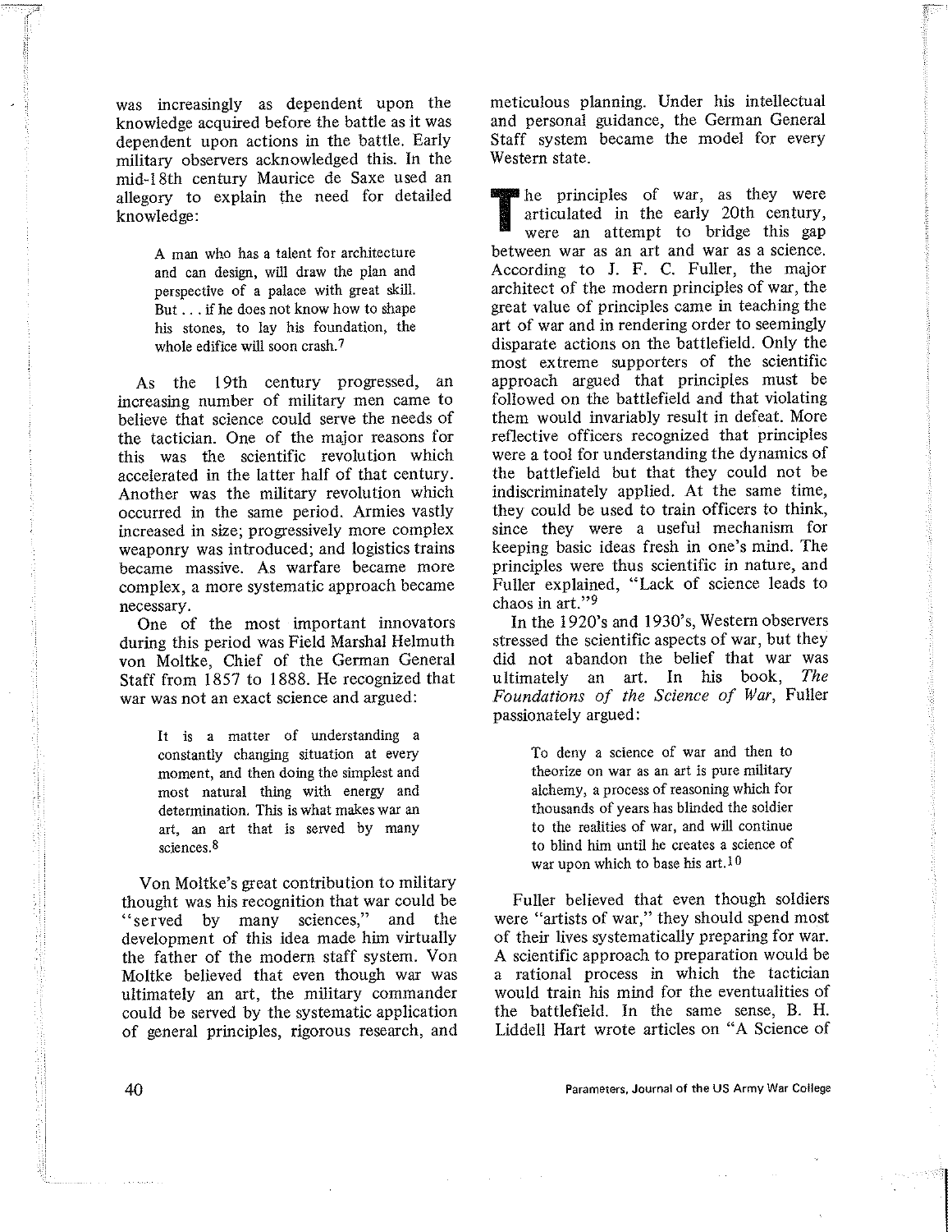was increasingly as dependent upon the knowledge acquired before the battle as it was dependent upon actions in the battle. Early military observers acknowledged this. In the mid-18th century Maurice de Saxe used an allegory to explain the need for detailed knowledge:

> A man who has a talent for architecture and can design, will draw the plan and perspective of a palace with great skill. But . . . if he does not know how to shape his stones, to lay his foundation, the whole edifice will soon crash.[7]

As the 19th century progressed, an increasing number of military men came to believe that science could serve the needs of the tactician. One of the major reasons for this was the scientific revolution which accelerated in the latter half of that century. Another was the military revolution which occurred in the same period. Armies vastly increased in size; progressively more complex weaponry was introduced; and logistics trains became massive. As warfare became more complex, a more systematic approach became necessary.

One of the most important innovators during this period was Field Marshal Helmuth von Moltke, Chief of the German General Staff from 1857 to 1888. He recognized that war was not an exact science and argued:

> It is a matter of understanding a constantly changing situation at every moment, and then doing the simplest and most natural thing with energy and determination. This is what makes war an art, an art that is served by many sciences.[8]

Von Moltke's great contribution to military thought was his recognition that war could be "served by many sciences," and the development of this idea made him virtually the father of the modern staff system. Von Moltke believed that even though war was ultimately an art, the military commander could be served by the systematic application of general principles, rigorous research, and meticulous planning. Under his intellectual and personal guidance, the German General Staff system became the model for every Western state.

The principles of war, as they were articulated in the early 20th century, were an attempt to bridge this gap between war as an art and war as a science. According to J. F. C. Fuller, the major architect of the modern principles of war, the great value of principles came in teaching the art of war and in rendering order to seemingly disparate actions on the battlefield. Only the most extreme supporters of the scientific approach argued that principles must be followed on the battlefield and that violating them would invariably result in defeat. More reflective officers recognized that principles were a tool for understanding the dynamics of the battlefield but that they could not be indiscriminately applied. At the same time, they could be used to train officers to think, since they were a useful mechanism for keeping basic ideas fresh in one's mind. The principles were thus scientific in nature, and Fuller explained, "Lack of science leads to chaos in art."[9]

In the 1920's and 1930's, Western observers stressed the scientific aspects of war, but they did not abandon the belief that war was ultimately an art. In his book, *The Foundations of the Science of War*, Fuller passionately argued:

> To deny a science of war and then to theorize on war as an art is pure military alchemy, a process of reasoning which for thousands of years has blinded the soldier to the realities of war, and will continue to blind him until he creates a science of war upon which to base his art.[10]

Fuller believed that even though soldiers were "artists of war," they should spend most of their lives systematically preparing for war. A scientific approach to preparation would be a rational process in which the tactician would train his mind for the eventualities of the battlefield. In the same sense, B. H. Liddell Hart wrote articles on "A Science of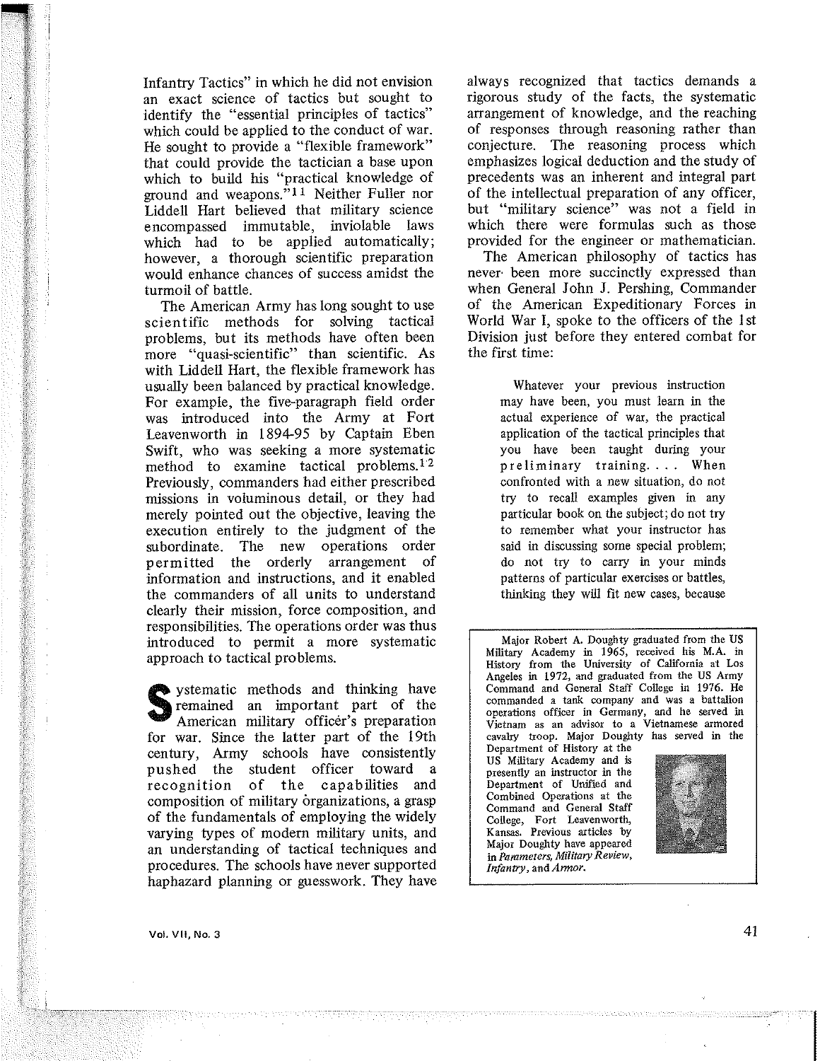Infantry Tactics" in which he did not envision an exact science of tactics but sought to identify the "essential principles of tactics" which could be applied to the conduct of war. He sought to provide a "flexible framework" that could provide the tactician a base upon which to build his "practical knowledge of ground and weapons."[11] Neither Fuller nor Liddell Hart believed that military science encompassed immutable, inviolable laws which had to be applied automatically; however, a thorough scientific preparation would enhance chances of success amidst the turmoil of battle.

The American Army has long sought to use scientific methods for solving tactical problems, but its methods have often been more "quasi-scientific" than scientific. As with Liddell Hart, the flexible framework has usually been balanced by practical knowledge. For example, the five-paragraph field order was introduced into the Army at Fort Leavenworth in 1894-95 by Captain Eben Swift, who was seeking a more systematic method to examine tactical problems.[12] Previously, commanders had either prescribed missions in voluminous detail, or they had merely pointed out the objective, leaving the execution entirely to the judgment of the subordinate. The new operations order permitted the orderly arrangement of information and instructions, and it enabled the commanders of all units to understand clearly their mission, force composition, and responsibilities. The operations order was thus introduced to permit a more systematic approach to tactical problems.

Systematic methods and thinking have remained an important part of the American military officer's preparation for war. Since the latter part of the 19th century, Army schools have consistently pushed the student officer toward a recognition of the capabilities and composition of military organizations, a grasp of the fundamentals of employing the widely varying types of modern military units, and an understanding of tactical techniques and procedures. The schools have never supported haphazard planning or guesswork. They have always recognized that tactics demands a rigorous study of the facts, the systematic arrangement of knowledge, and the reaching of responses through reasoning rather than conjecture. The reasoning process which emphasizes logical deduction and the study of precedents was an inherent and integral part of the intellectual preparation of any officer, but "military science" was not a field in which there were formulas such as those provided for the engineer or mathematician.

The American philosophy of tactics has never been more succinctly expressed than when General John J. Pershing, Commander of the American Expeditionary Forces in World War I, spoke to the officers of the 1st Division just before they entered combat for the first time:

> Whatever your previous instruction may have been, you must learn in the actual experience of war, the practical application of the tactical principles that you have been taught during your preliminary training. . . . When confronted with a new situation, do not try to recall examples given in any particular book on the subject; do not try to remember what your instructor has said in discussing some special problem; do not try to carry in your minds patterns of particular exercises or battles, thinking they will fit new cases, because

---

Major Robert A. Doughty graduated from the US Military Academy in 1965, received his M.A. in History from the University of California at Los Angeles in 1972, and graduated from the US Army Command and General Staff College in 1976. He commanded a tank company and was a battalion operations officer in Germany, and he served in Vietnam as an advisor to a Vietnamese armored cavalry troop. Major Doughty has served in the Department of History at the US Military Academy and is presently an instructor in the Department of Unified and Combined Operations at the Command and General Staff College, Fort Leavenworth, Kansas. Previous articles by Major Doughty have appeared in *Parameters*, *Military Review*, *Infantry*, and *Armor*.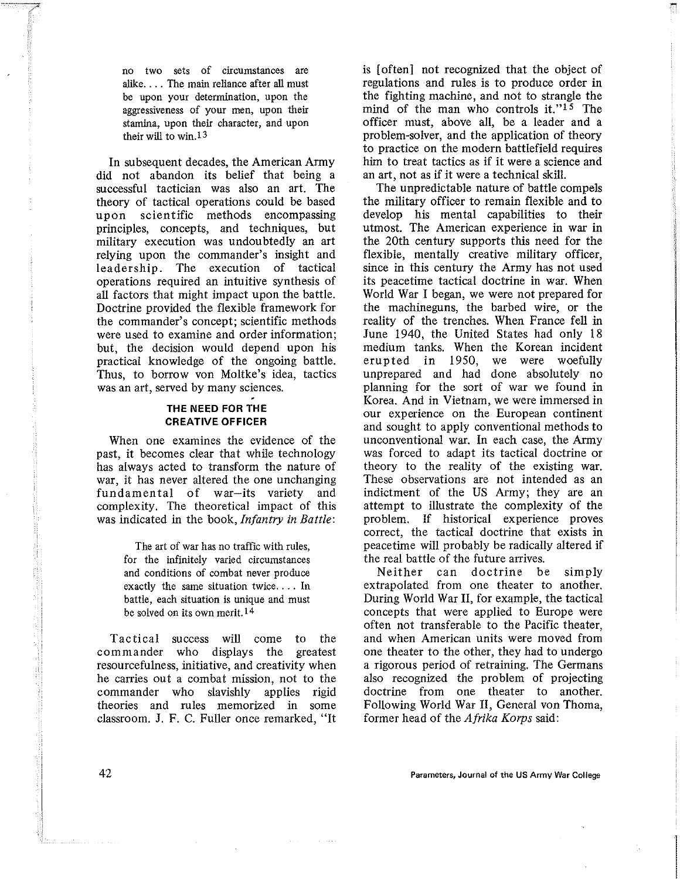> no two sets of circumstances are alike. . . . The main reliance after all must be upon your determination, upon the aggressiveness of your men, upon their stamina, upon their character, and upon their will to win.[13]

In subsequent decades, the American Army did not abandon its belief that being a successful tactician was also an art. The theory of tactical operations could be based upon scientific methods encompassing principles, concepts, and techniques, but military execution was undoubtedly an art relying upon the commander's insight and leadership. The execution of tactical operations required an intuitive synthesis of all factors that might impact upon the battle. Doctrine provided the flexible framework for the commander's concept; scientific methods were used to examine and order information; but, the decision would depend upon his practical knowledge of the ongoing battle. Thus, to borrow von Moltke's idea, tactics was an art, served by many sciences.

## THE NEED FOR THE CREATIVE OFFICER

When one examines the evidence of the past, it becomes clear that while technology has always acted to transform the nature of war, it has never altered the one unchanging fundamental of war–its variety and complexity. The theoretical impact of this was indicated in the book, *Infantry in Battle*:

> The art of war has no traffic with rules, for the infinitely varied circumstances and conditions of combat never produce exactly the same situation twice. . . . In battle, each situation is unique and must be solved on its own merit.[14]

Tactical success will come to the commander who displays the greatest resourcefulness, initiative, and creativity when he carries out a combat mission, not to the commander who slavishly applies rigid theories and rules memorized in some classroom. J. F. C. Fuller once remarked, "It is [often] not recognized that the object of regulations and rules is to produce order in the fighting machine, and not to strangle the mind of the man who controls it."[15] The officer must, above all, be a leader and a problem-solver, and the application of theory to practice on the modern battlefield requires him to treat tactics as if it were a science and an art, not as if it were a technical skill.

The unpredictable nature of battle compels the military officer to remain flexible and to develop his mental capabilities to their utmost. The American experience in war in the 20th century supports this need for the flexible, mentally creative military officer, since in this century the Army has not used its peacetime tactical doctrine in war. When World War I began, we were not prepared for the machineguns, the barbed wire, or the reality of the trenches. When France fell in June 1940, the United States had only 18 medium tanks. When the Korean incident erupted in 1950, we were woefully unprepared and had done absolutely no planning for the sort of war we found in Korea. And in Vietnam, we were immersed in our experience on the European continent and sought to apply conventional methods to unconventional war. In each case, the Army was forced to adapt its tactical doctrine or theory to the reality of the existing war. These observations are not intended as an indictment of the US Army; they are an attempt to illustrate the complexity of the problem. If historical experience proves correct, the tactical doctrine that exists in peacetime will probably be radically altered if the real battle of the future arrives.

Neither can doctrine be simply extrapolated from one theater to another. During World War II, for example, the tactical concepts that were applied to Europe were often not transferable to the Pacific theater, and when American units were moved from one theater to the other, they had to undergo a rigorous period of retraining. The Germans also recognized the problem of projecting doctrine from one theater to another. Following World War II, General von Thoma, former head of the *Afrika Korps* said: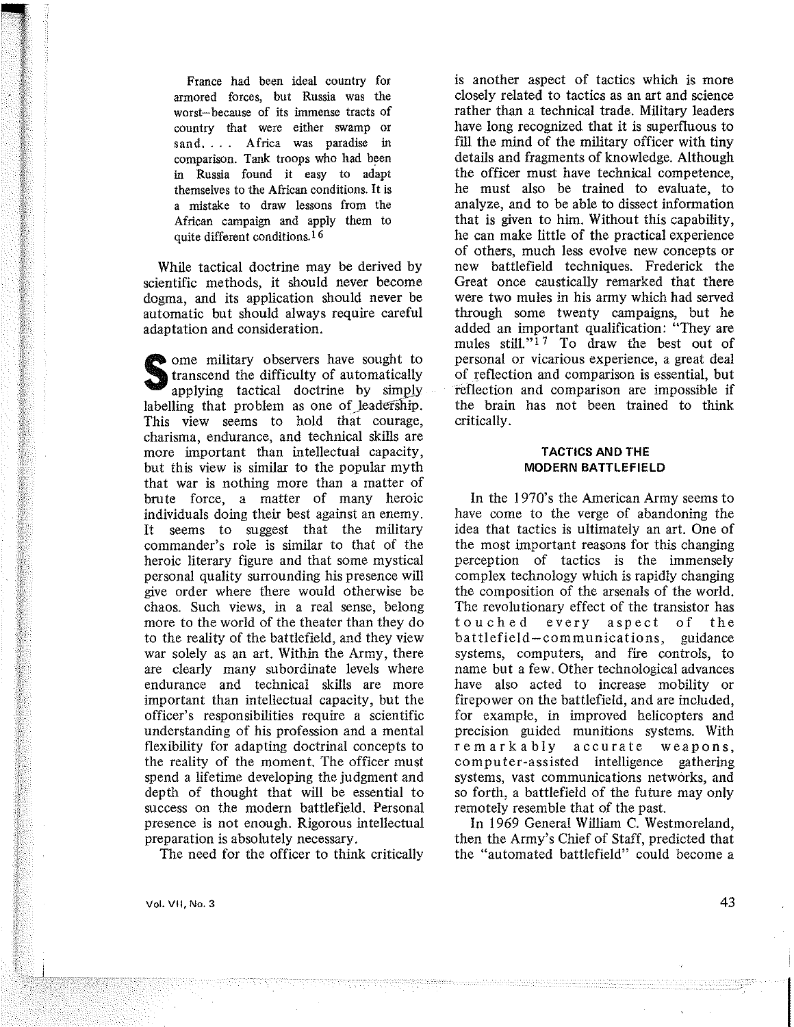> France had been ideal country for armored forces, but Russia was the worst—because of its immense tracts of country that were either swamp or sand. . . . Africa was paradise in comparison. Tank troops who had been in Russia found it easy to adapt themselves to the African conditions. It is a mistake to draw lessons from the African campaign and apply them to quite different conditions.[16]

While tactical doctrine may be derived by scientific methods, it should never become dogma, and its application should never be automatic but should always require careful adaptation and consideration.

Some military observers have sought to transcend the difficulty of automatically applying tactical doctrine by simply labelling that problem as one of leadership. This view seems to hold that courage, charisma, endurance, and technical skills are more important than intellectual capacity, but this view is similar to the popular myth that war is nothing more than a matter of brute force, a matter of many heroic individuals doing their best against an enemy. It seems to suggest that the military commander's role is similar to that of the heroic literary figure and that some mystical personal quality surrounding his presence will give order where there would otherwise be chaos. Such views, in a real sense, belong more to the world of the theater than they do to the reality of the battlefield, and they view war solely as an art. Within the Army, there are clearly many subordinate levels where endurance and technical skills are more important than intellectual capacity, but the officer's responsibilities require a scientific understanding of his profession and a mental flexibility for adapting doctrinal concepts to the reality of the moment. The officer must spend a lifetime developing the judgment and depth of thought that will be essential to success on the modern battlefield. Personal presence is not enough. Rigorous intellectual preparation is absolutely necessary.

The need for the officer to think critically is another aspect of tactics which is more closely related to tactics as an art and science rather than a technical trade. Military leaders have long recognized that it is superfluous to fill the mind of the military officer with tiny details and fragments of knowledge. Although the officer must have technical competence, he must also be trained to evaluate, to analyze, and to be able to dissect information that is given to him. Without this capability, he can make little of the practical experience of others, much less evolve new concepts or new battlefield techniques. Frederick the Great once caustically remarked that there were two mules in his army which had served through some twenty campaigns, but he added an important qualification: "They are mules still."[17] To draw the best out of personal or vicarious experience, a great deal of reflection and comparison is essential, but reflection and comparison are impossible if the brain has not been trained to think critically.

## TACTICS AND THE MODERN BATTLEFIELD

In the 1970's the American Army seems to have come to the verge of abandoning the idea that tactics is ultimately an art. One of the most important reasons for this changing perception of tactics is the immensely complex technology which is rapidly changing the composition of the arsenals of the world. The revolutionary effect of the transistor has touched every aspect of the battlefield—communications, guidance systems, computers, and fire controls, to name but a few. Other technological advances have also acted to increase mobility or firepower on the battlefield, and are included, for example, in improved helicopters and precision guided munitions systems. With remarkably accurate weapons, computer-assisted intelligence gathering systems, vast communications networks, and so forth, a battlefield of the future may only remotely resemble that of the past.

In 1969 General William C. Westmoreland, then the Army's Chief of Staff, predicted that the "automated battlefield" could become a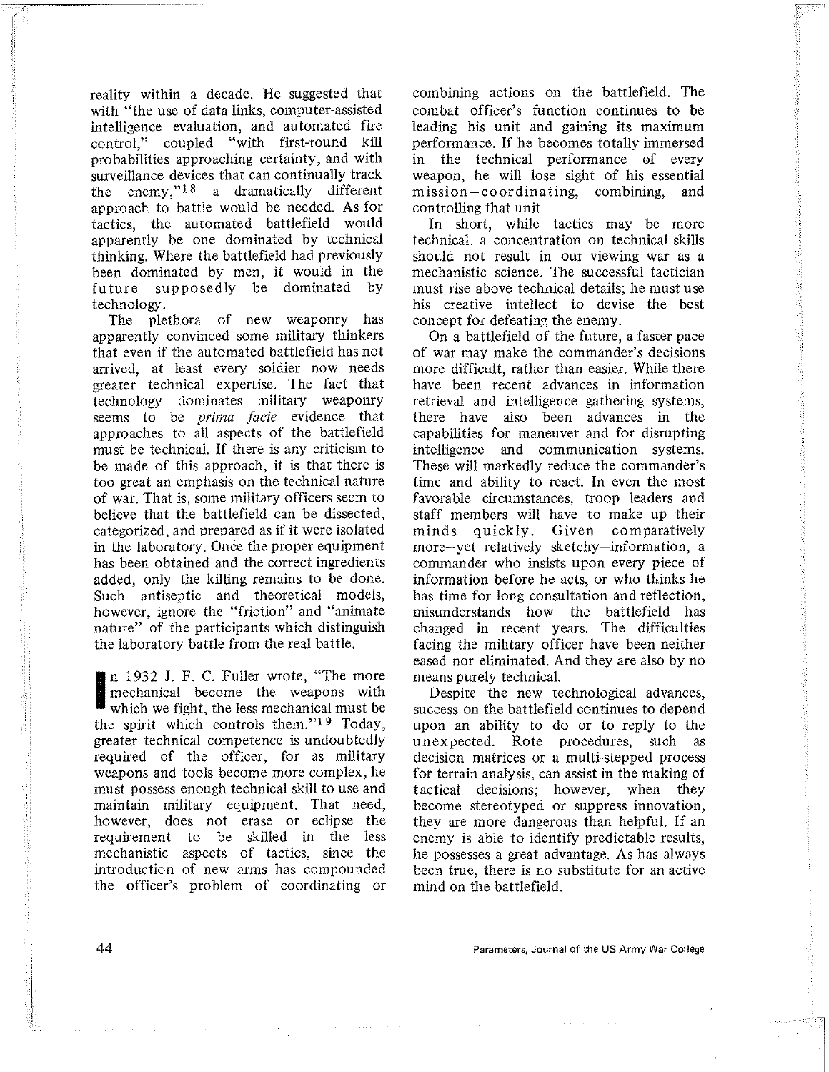reality within a decade. He suggested that with "the use of data links, computer-assisted intelligence evaluation, and automated fire control," coupled "with first-round kill probabilities approaching certainty, and with surveillance devices that can continually track the enemy,"[18] a dramatically different approach to battle would be needed. As for tactics, the automated battlefield would apparently be one dominated by technical thinking. Where the battlefield had previously been dominated by men, it would in the future supposedly be dominated by technology.

The plethora of new weaponry has apparently convinced some military thinkers that even if the automated battlefield has not arrived, at least every soldier now needs greater technical expertise. The fact that technology dominates military weaponry seems to be *prima facie* evidence that approaches to all aspects of the battlefield must be technical. If there is any criticism to be made of this approach, it is that there is too great an emphasis on the technical nature of war. That is, some military officers seem to believe that the battlefield can be dissected, categorized, and prepared as if it were isolated in the laboratory. Once the proper equipment has been obtained and the correct ingredients added, only the killing remains to be done. Such antiseptic and theoretical models, however, ignore the "friction" and "animate nature" of the participants which distinguish the laboratory battle from the real battle.

In 1932 J. F. C. Fuller wrote, "The more mechanical become the weapons with which we fight, the less mechanical must be the spirit which controls them."[19] Today, greater technical competence is undoubtedly required of the officer, for as military weapons and tools become more complex, he must possess enough technical skill to use and maintain military equipment. That need, however, does not erase or eclipse the requirement to be skilled in the less mechanistic aspects of tactics, since the introduction of new arms has compounded the officer's problem of coordinating or combining actions on the battlefield. The combat officer's function continues to be leading his unit and gaining its maximum performance. If he becomes totally immersed in the technical performance of every weapon, he will lose sight of his essential mission—coordinating, combining, and controlling that unit.

In short, while tactics may be more technical, a concentration on technical skills should not result in our viewing war as a mechanistic science. The successful tactician must rise above technical details; he must use his creative intellect to devise the best concept for defeating the enemy.

On a battlefield of the future, a faster pace of war may make the commander's decisions more difficult, rather than easier. While there have been recent advances in information retrieval and intelligence gathering systems, there have also been advances in the capabilities for maneuver and for disrupting intelligence and communication systems. These will markedly reduce the commander's time and ability to react. In even the most favorable circumstances, troop leaders and staff members will have to make up their minds quickly. Given comparatively more—yet relatively sketchy—information, a commander who insists upon every piece of information before he acts, or who thinks he has time for long consultation and reflection, misunderstands how the battlefield has changed in recent years. The difficulties facing the military officer have been neither eased nor eliminated. And they are also by no means purely technical.

Despite the new technological advances, success on the battlefield continues to depend upon an ability to do or to reply to the unexpected. Rote procedures, such as decision matrices or a multi-stepped process for terrain analysis, can assist in the making of tactical decisions; however, when they become stereotyped or suppress innovation, they are more dangerous than helpful. If an enemy is able to identify predictable results, he possesses a great advantage. As has always been true, there is no substitute for an active mind on the battlefield.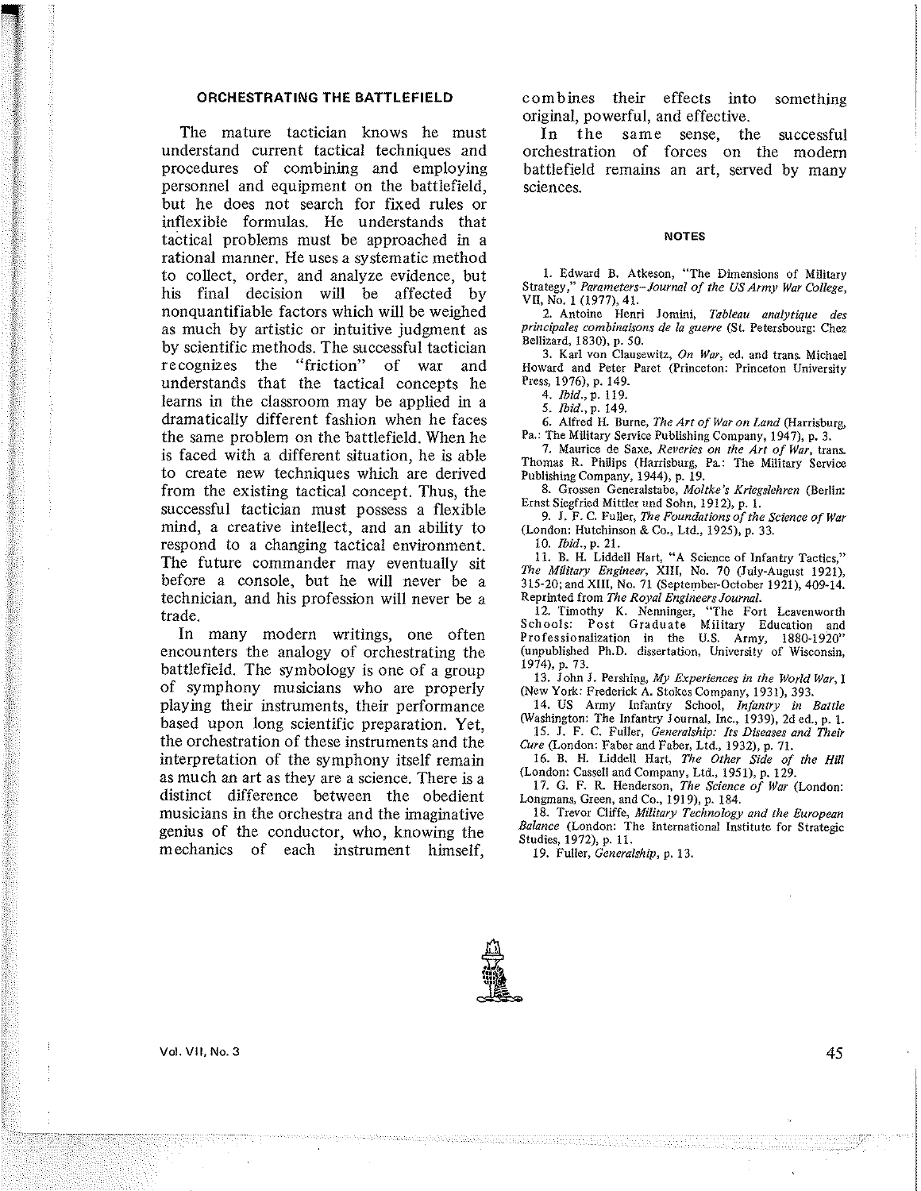## ORCHESTRATING THE BATTLEFIELD

The mature tactician knows he must understand current tactical techniques and procedures of combining and employing personnel and equipment on the battlefield, but he does not search for fixed rules or inflexible formulas. He understands that tactical problems must be approached in a rational manner. He uses a systematic method to collect, order, and analyze evidence, but his final decision will be affected by nonquantifiable factors which will be weighed as much by artistic or intuitive judgment as by scientific methods. The successful tactician recognizes the "friction" of war and understands that the tactical concepts he learns in the classroom may be applied in a dramatically different fashion when he faces the same problem on the battlefield. When he is faced with a different situation, he is able to create new techniques which are derived from the existing tactical concept. Thus, the successful tactician must possess a flexible mind, a creative intellect, and an ability to respond to a changing tactical environment. The future commander may eventually sit before a console, but he will never be a technician, and his profession will never be a trade.

In many modern writings, one often encounters the analogy of orchestrating the battlefield. The symbology is one of a group of symphony musicians who are properly playing their instruments, their performance based upon long scientific preparation. Yet, the orchestration of these instruments and the interpretation of the symphony itself remain as much an art as they are a science. There is a distinct difference between the obedient musicians in the orchestra and the imaginative genius of the conductor, who, knowing the mechanics of each instrument himself, combines their effects into something original, powerful, and effective.

In the same sense, the successful orchestration of forces on the modern battlefield remains an art, served by many sciences.

### NOTES

1. Edward B. Atkeson, "The Dimensions of Military Strategy," *Parameters–Journal of the US Army War College*, VII, No. 1 (1977), 41.
2. Antoine Henri Jomini, *Tableau analytique des principales combinaisons de la guerre* (St. Petersbourg: Chez Bellizard, 1830), p. 50.
3. Karl von Clausewitz, *On War*, ed. and trans. Michael Howard and Peter Paret (Princeton: Princeton University Press, 1976), p. 149.
4. *Ibid.*, p. 119.
5. *Ibid.*, p. 149.
6. Alfred H. Burne, *The Art of War on Land* (Harrisburg, Pa.: The Military Service Publishing Company, 1947), p. 3.
7. Maurice de Saxe, *Reveries on the Art of War*, trans. Thomas R. Philips (Harrisburg, Pa.: The Military Service Publishing Company, 1944), p. 19.
8. Grossen Generalstabe, *Moltke's Kriegslehren* (Berlin: Ernst Siegfried Mittler und Sohn, 1912), p. 1.
9. J. F. C. Fuller, *The Foundations of the Science of War* (London: Hutchinson & Co., Ltd., 1925), p. 33.
10. *Ibid.*, p. 21.
11. B. H. Liddell Hart, "A Science of Infantry Tactics," *The Military Engineer*, XIII, No. 70 (July-August 1921), 315-20; and XIII, No. 71 (September-October 1921), 409-14. Reprinted from *The Royal Engineers Journal*.
12. Timothy K. Nenninger, "The Fort Leavenworth Schools: Post Graduate Military Education and Professionalization in the U.S. Army, 1880-1920" (unpublished Ph.D. dissertation, University of Wisconsin, 1974), p. 73.
13. John J. Pershing, *My Experiences in the World War*, I (New York: Frederick A. Stokes Company, 1931), 393.
14. US Army Infantry School, *Infantry in Battle* (Washington: The Infantry Journal, Inc., 1939), 2d ed., p. 1.
15. J. F. C. Fuller, *Generalship: Its Diseases and Their Cure* (London: Faber and Faber, Ltd., 1932), p. 71.
16. B. H. Liddell Hart, *The Other Side of the Hill* (London: Cassell and Company, Ltd., 1951), p. 129.
17. G. F. R. Henderson, *The Science of War* (London: Longmans, Green, and Co., 1919), p. 184.
18. Trevor Cliffe, *Military Technology and the European Balance* (London: The International Institute for Strategic Studies, 1972), p. 11.
19. Fuller, *Generalship*, p. 13.